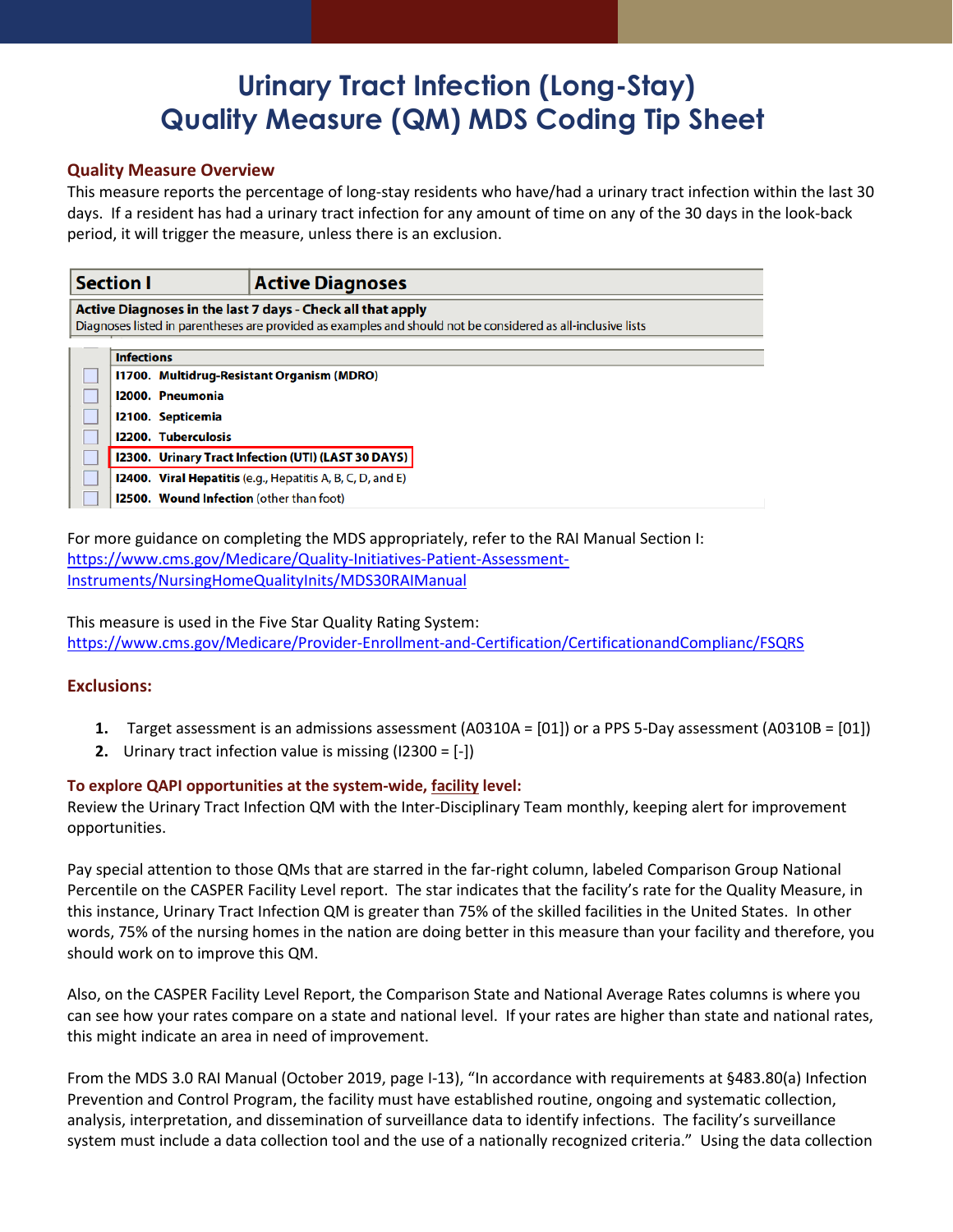# Urinary Tract Infection (Long-Stay) Quality Measure (QM) MDS Coding Tip Sheet

## Quality Measure Overview

This measure reports the percentage of long-stay residents who have/had a urinary tract infection within the last 30 days. If a resident has had a urinary tract infection for any amount of time on any of the 30 days in the look-back period, it will trigger the measure, unless there is an exclusion.

| Section I | Active Diagnoses |
|---|---|
| **Active Diagnoses in the last 7 days - Check all that apply**<br>Diagnoses listed in parentheses are provided as examples and should not be considered as all-inclusive lists | |

| | **Infections** |
|---|---|
| ☐ | **I1700. Multidrug-Resistant Organism (MDRO)** |
| ☐ | **I2000. Pneumonia** |
| ☐ | **I2100. Septicemia** |
| ☐ | **I2200. Tuberculosis** |
| ☐ | **I2300. Urinary Tract Infection (UTI) (LAST 30 DAYS)** |
| ☐ | **I2400. Viral Hepatitis** (e.g., Hepatitis A, B, C, D, and E) |
| ☐ | **I2500. Wound Infection** (other than foot) |

For more guidance on completing the MDS appropriately, refer to the RAI Manual Section I: https://www.cms.gov/Medicare/Quality-Initiatives-Patient-Assessment-Instruments/NursingHomeQualityInits/MDS30RAIManual

This measure is used in the Five Star Quality Rating System: https://www.cms.gov/Medicare/Provider-Enrollment-and-Certification/CertificationandComplianc/FSQRS

## Exclusions:

1. Target assessment is an admissions assessment (A0310A = [01]) or a PPS 5-Day assessment (A0310B = [01])
2. Urinary tract infection value is missing (I2300 = [-])

### To explore QAPI opportunities at the system-wide, facility level:

Review the Urinary Tract Infection QM with the Inter-Disciplinary Team monthly, keeping alert for improvement opportunities.

Pay special attention to those QMs that are starred in the far-right column, labeled Comparison Group National Percentile on the CASPER Facility Level report. The star indicates that the facility's rate for the Quality Measure, in this instance, Urinary Tract Infection QM is greater than 75% of the skilled facilities in the United States. In other words, 75% of the nursing homes in the nation are doing better in this measure than your facility and therefore, you should work on to improve this QM.

Also, on the CASPER Facility Level Report, the Comparison State and National Average Rates columns is where you can see how your rates compare on a state and national level. If your rates are higher than state and national rates, this might indicate an area in need of improvement.

From the MDS 3.0 RAI Manual (October 2019, page I-13), "In accordance with requirements at §483.80(a) Infection Prevention and Control Program, the facility must have established routine, ongoing and systematic collection, analysis, interpretation, and dissemination of surveillance data to identify infections. The facility's surveillance system must include a data collection tool and the use of a nationally recognized criteria." Using the data collection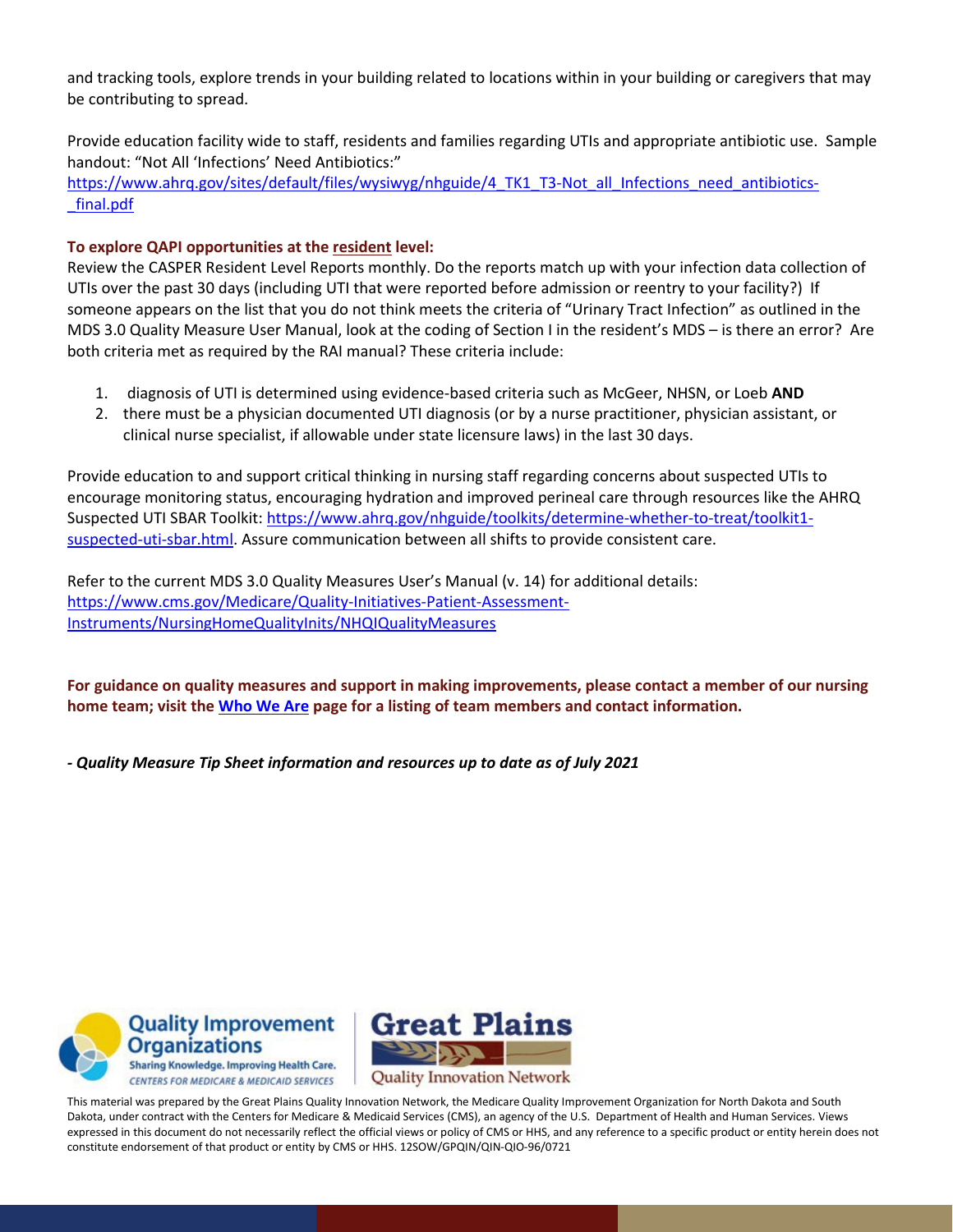and tracking tools, explore trends in your building related to locations within in your building or caregivers that may be contributing to spread.

Provide education facility wide to staff, residents and families regarding UTIs and appropriate antibiotic use. Sample handout: "Not All 'Infections' Need Antibiotics:"
[https://www.ahrq.gov/sites/default/files/wysiwyg/nhguide/4_TK1_T3-Not_all_Infections_need_antibiotics-_final.pdf](https://www.ahrq.gov/sites/default/files/wysiwyg/nhguide/4_TK1_T3-Not_all_Infections_need_antibiotics-_final.pdf)

**To explore QAPI opportunities at the resident level:**

Review the CASPER Resident Level Reports monthly. Do the reports match up with your infection data collection of UTIs over the past 30 days (including UTI that were reported before admission or reentry to your facility?) If someone appears on the list that you do not think meets the criteria of "Urinary Tract Infection" as outlined in the MDS 3.0 Quality Measure User Manual, look at the coding of Section I in the resident's MDS – is there an error? Are both criteria met as required by the RAI manual? These criteria include:

1. diagnosis of UTI is determined using evidence-based criteria such as McGeer, NHSN, or Loeb **AND**
2. there must be a physician documented UTI diagnosis (or by a nurse practitioner, physician assistant, or clinical nurse specialist, if allowable under state licensure laws) in the last 30 days.

Provide education to and support critical thinking in nursing staff regarding concerns about suspected UTIs to encourage monitoring status, encouraging hydration and improved perineal care through resources like the AHRQ Suspected UTI SBAR Toolkit: [https://www.ahrq.gov/nhguide/toolkits/determine-whether-to-treat/toolkit1-suspected-uti-sbar.html](https://www.ahrq.gov/nhguide/toolkits/determine-whether-to-treat/toolkit1-suspected-uti-sbar.html). Assure communication between all shifts to provide consistent care.

Refer to the current MDS 3.0 Quality Measures User's Manual (v. 14) for additional details:
[https://www.cms.gov/Medicare/Quality-Initiatives-Patient-Assessment-Instruments/NursingHomeQualityInits/NHQIQualityMeasures](https://www.cms.gov/Medicare/Quality-Initiatives-Patient-Assessment-Instruments/NursingHomeQualityInits/NHQIQualityMeasures)

**For guidance on quality measures and support in making improvements, please contact a member of our nursing home team; visit the Who We Are page for a listing of team members and contact information.**

***- Quality Measure Tip Sheet information and resources up to date as of July 2021***

Quality Improvement Organizations
Sharing Knowledge. Improving Health Care.
CENTERS FOR MEDICARE & MEDICAID SERVICES

Great Plains
Quality Innovation Network

This material was prepared by the Great Plains Quality Innovation Network, the Medicare Quality Improvement Organization for North Dakota and South Dakota, under contract with the Centers for Medicare & Medicaid Services (CMS), an agency of the U.S. Department of Health and Human Services. Views expressed in this document do not necessarily reflect the official views or policy of CMS or HHS, and any reference to a specific product or entity herein does not constitute endorsement of that product or entity by CMS or HHS. 12SOW/GPQIN/QIN-QIO-96/0721